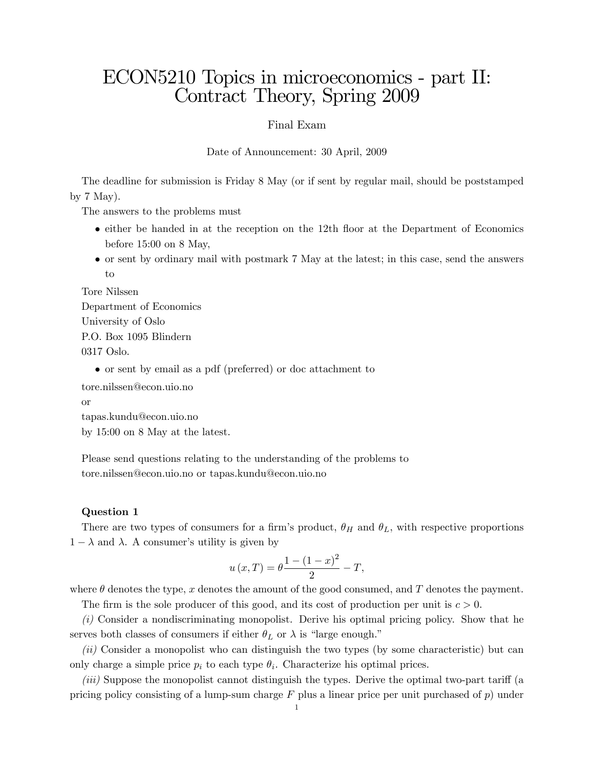# ECON5210 Topics in microeconomics - part II: Contract Theory, Spring 2009

Final Exam

Date of Announcement: 30 April, 2009

The deadline for submission is Friday 8 May (or if sent by regular mail, should be poststamped by 7 May).

The answers to the problems must

- either be handed in at the reception on the 12th floor at the Department of Economics before 15:00 on 8 May,
- or sent by ordinary mail with postmark 7 May at the latest; in this case, send the answers to

Tore Nilssen
Department of Economics
University of Oslo
P.O. Box 1095 Blindern
0317 Oslo.

- or sent by email as a pdf (preferred) or doc attachment to

tore.nilssen@econ.uio.no
or
tapas.kundu@econ.uio.no
by 15:00 on 8 May at the latest.

Please send questions relating to the understanding of the problems to
tore.nilssen@econ.uio.no or tapas.kundu@econ.uio.no

**Question 1**

There are two types of consumers for a firm's product, $\theta_H$ and $\theta_L$, with respective proportions $1 - \lambda$ and $\lambda$. A consumer's utility is given by

$$u(x, T) = \theta \frac{1 - (1 - x)^2}{2} - T,$$

where $\theta$ denotes the type, $x$ denotes the amount of the good consumed, and $T$ denotes the payment.

The firm is the sole producer of this good, and its cost of production per unit is $c > 0$.

*(i)* Consider a nondiscriminating monopolist. Derive his optimal pricing policy. Show that he serves both classes of consumers if either $\theta_L$ or $\lambda$ is "large enough."

*(ii)* Consider a monopolist who can distinguish the two types (by some characteristic) but can only charge a simple price $p_i$ to each type $\theta_i$. Characterize his optimal prices.

*(iii)* Suppose the monopolist cannot distinguish the types. Derive the optimal two-part tariff (a pricing policy consisting of a lump-sum charge $F$ plus a linear price per unit purchased of $p$) under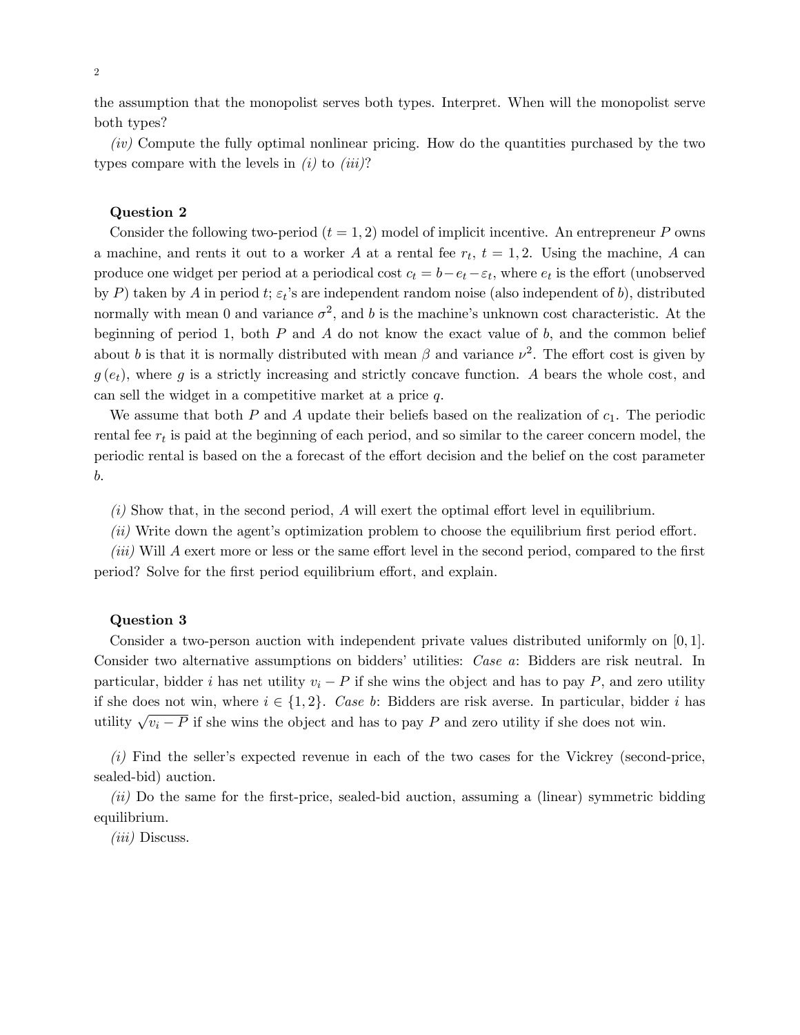the assumption that the monopolist serves both types. Interpret. When will the monopolist serve both types?

*(iv)* Compute the fully optimal nonlinear pricing. How do the quantities purchased by the two types compare with the levels in *(i)* to *(iii)*?

### Question 2

Consider the following two-period ($t = 1, 2$) model of implicit incentive. An entrepreneur $P$ owns a machine, and rents it out to a worker $A$ at a rental fee $r_t$, $t = 1, 2$. Using the machine, $A$ can produce one widget per period at a periodical cost $c_t = b - e_t - \varepsilon_t$, where $e_t$ is the effort (unobserved by $P$) taken by $A$ in period $t$; $\varepsilon_t$'s are independent random noise (also independent of $b$), distributed normally with mean 0 and variance $\sigma^2$, and $b$ is the machine's unknown cost characteristic. At the beginning of period 1, both $P$ and $A$ do not know the exact value of $b$, and the common belief about $b$ is that it is normally distributed with mean $\beta$ and variance $\nu^2$. The effort cost is given by $g(e_t)$, where $g$ is a strictly increasing and strictly concave function. $A$ bears the whole cost, and can sell the widget in a competitive market at a price $q$.

We assume that both $P$ and $A$ update their beliefs based on the realization of $c_1$. The periodic rental fee $r_t$ is paid at the beginning of each period, and so similar to the career concern model, the periodic rental is based on the a forecast of the effort decision and the belief on the cost parameter $b$.

*(i)* Show that, in the second period, $A$ will exert the optimal effort level in equilibrium.

*(ii)* Write down the agent's optimization problem to choose the equilibrium first period effort.

*(iii)* Will $A$ exert more or less or the same effort level in the second period, compared to the first period? Solve for the first period equilibrium effort, and explain.

### Question 3

Consider a two-person auction with independent private values distributed uniformly on $[0, 1]$. Consider two alternative assumptions on bidders' utilities: *Case a*: Bidders are risk neutral. In particular, bidder $i$ has net utility $v_i - P$ if she wins the object and has to pay $P$, and zero utility if she does not win, where $i \in \{1, 2\}$. *Case b*: Bidders are risk averse. In particular, bidder $i$ has utility $\sqrt{v_i - P}$ if she wins the object and has to pay $P$ and zero utility if she does not win.

*(i)* Find the seller's expected revenue in each of the two cases for the Vickrey (second-price, sealed-bid) auction.

*(ii)* Do the same for the first-price, sealed-bid auction, assuming a (linear) symmetric bidding equilibrium.

*(iii)* Discuss.